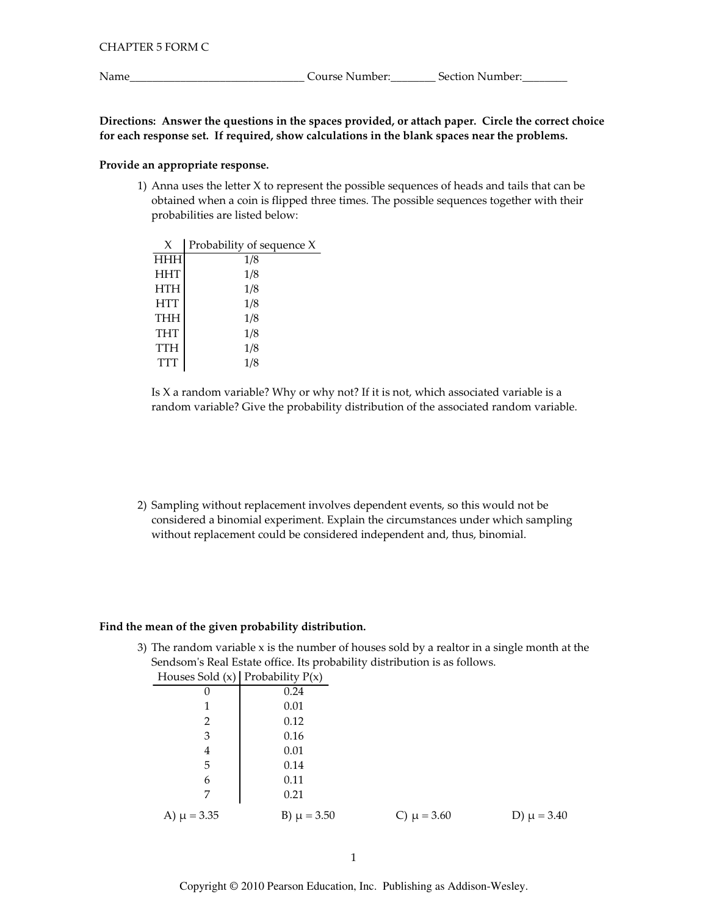CHAPTER 5 FORM C

Name______________________________ Course Number:________ Section Number:________

**Directions: Answer the questions in the spaces provided, or attach paper. Circle the correct choice for each response set. If required, show calculations in the blank spaces near the problems.**

**Provide an appropriate response.**

1) Anna uses the letter X to represent the possible sequences of heads and tails that can be obtained when a coin is flipped three times. The possible sequences together with their probabilities are listed below:

| X | Probability of sequence X |
|---|---|
| HHH | 1/8 |
| HHT | 1/8 |
| HTH | 1/8 |
| HTT | 1/8 |
| THH | 1/8 |
| THT | 1/8 |
| TTH | 1/8 |
| TTT | 1/8 |

Is X a random variable? Why or why not? If it is not, which associated variable is a random variable? Give the probability distribution of the associated random variable.

2) Sampling without replacement involves dependent events, so this would not be considered a binomial experiment. Explain the circumstances under which sampling without replacement could be considered independent and, thus, binomial.

**Find the mean of the given probability distribution.**

3) The random variable x is the number of houses sold by a realtor in a single month at the Sendsom's Real Estate office. Its probability distribution is as follows.

| Houses Sold (x) | Probability P(x) |
|---|---|
| 0 | 0.24 |
| 1 | 0.01 |
| 2 | 0.12 |
| 3 | 0.16 |
| 4 | 0.01 |
| 5 | 0.14 |
| 6 | 0.11 |
| 7 | 0.21 |

A) $\mu = 3.35$ B) $\mu = 3.50$ C) $\mu = 3.60$ D) $\mu = 3.40$

Copyright © 2010 Pearson Education, Inc. Publishing as Addison-Wesley.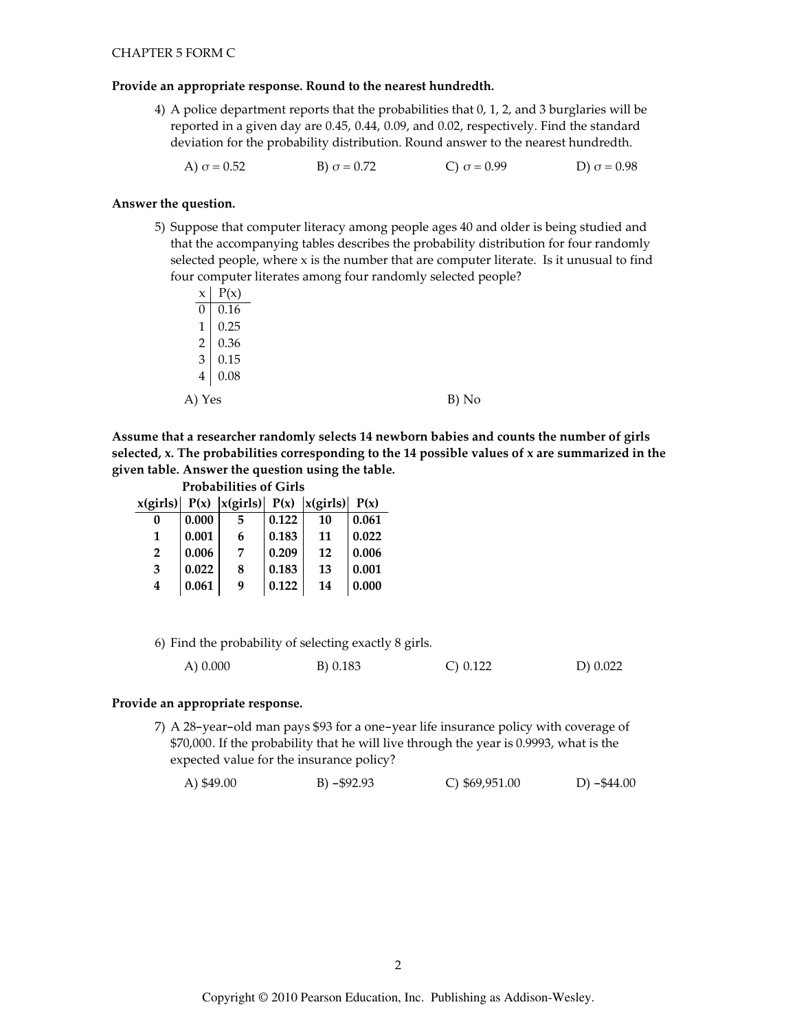CHAPTER 5 FORM C

**Provide an appropriate response. Round to the nearest hundredth.**

4) A police department reports that the probabilities that 0, 1, 2, and 3 burglaries will be reported in a given day are 0.45, 0.44, 0.09, and 0.02, respectively. Find the standard deviation for the probability distribution. Round answer to the nearest hundredth.

A) $\sigma = 0.52$ B) $\sigma = 0.72$ C) $\sigma = 0.99$ D) $\sigma = 0.98$

**Answer the question.**

5) Suppose that computer literacy among people ages 40 and older is being studied and that the accompanying tables describes the probability distribution for four randomly selected people, where x is the number that are computer literate. Is it unusual to find four computer literates among four randomly selected people?

| x | P(x) |
|---|---|
| 0 | 0.16 |
| 1 | 0.25 |
| 2 | 0.36 |
| 3 | 0.15 |
| 4 | 0.08 |

A) Yes B) No

**Assume that a researcher randomly selects 14 newborn babies and counts the number of girls selected, x. The probabilities corresponding to the 14 possible values of x are summarized in the given table. Answer the question using the table.**

**Probabilities of Girls**

| x(girls) | P(x) | x(girls) | P(x) | x(girls) | P(x) |
|---|---|---|---|---|---|
| 0 | 0.000 | 5 | 0.122 | 10 | 0.061 |
| 1 | 0.001 | 6 | 0.183 | 11 | 0.022 |
| 2 | 0.006 | 7 | 0.209 | 12 | 0.006 |
| 3 | 0.022 | 8 | 0.183 | 13 | 0.001 |
| 4 | 0.061 | 9 | 0.122 | 14 | 0.000 |

6) Find the probability of selecting exactly 8 girls.

A) 0.000 B) 0.183 C) 0.122 D) 0.022

**Provide an appropriate response.**

7) A 28-year-old man pays $93 for a one-year life insurance policy with coverage of $70,000. If the probability that he will live through the year is 0.9993, what is the expected value for the insurance policy?

A) $49.00 B) -$92.93 C) $69,951.00 D) -$44.00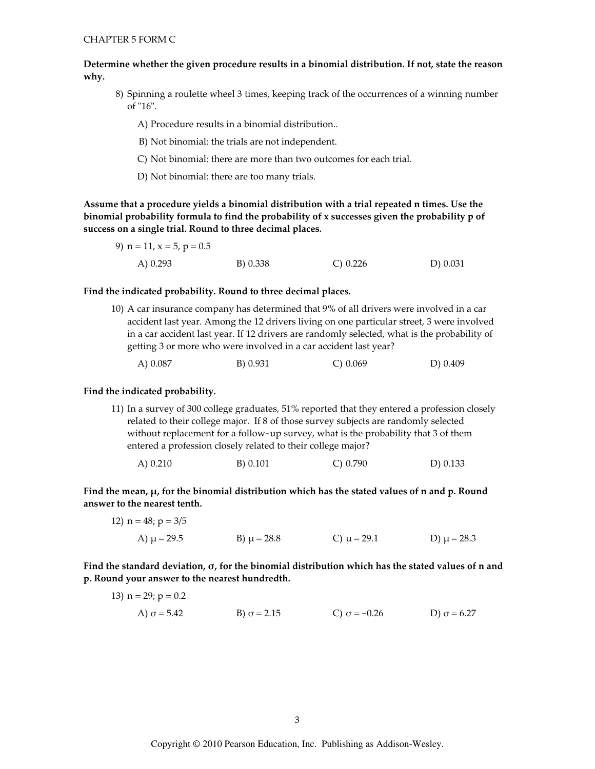CHAPTER 5 FORM C

**Determine whether the given procedure results in a binomial distribution. If not, state the reason why.**

8) Spinning a roulette wheel 3 times, keeping track of the occurrences of a winning number of "16".

A) Procedure results in a binomial distribution..

B) Not binomial: the trials are not independent.

C) Not binomial: there are more than two outcomes for each trial.

D) Not binomial: there are too many trials.

**Assume that a procedure yields a binomial distribution with a trial repeated n times. Use the binomial probability formula to find the probability of x successes given the probability p of success on a single trial. Round to three decimal places.**

9) $n = 11$, $x = 5$, $p = 0.5$

A) 0.293 B) 0.338 C) 0.226 D) 0.031

**Find the indicated probability. Round to three decimal places.**

10) A car insurance company has determined that 9% of all drivers were involved in a car accident last year. Among the 12 drivers living on one particular street, 3 were involved in a car accident last year. If 12 drivers are randomly selected, what is the probability of getting 3 or more who were involved in a car accident last year?

A) 0.087 B) 0.931 C) 0.069 D) 0.409

**Find the indicated probability.**

11) In a survey of 300 college graduates, 51% reported that they entered a profession closely related to their college major. If 8 of those survey subjects are randomly selected without replacement for a follow-up survey, what is the probability that 3 of them entered a profession closely related to their college major?

A) 0.210 B) 0.101 C) 0.790 D) 0.133

**Find the mean, $\mu$, for the binomial distribution which has the stated values of n and p. Round answer to the nearest tenth.**

12) $n = 48$; $p = 3/5$

A) $\mu = 29.5$ B) $\mu = 28.8$ C) $\mu = 29.1$ D) $\mu = 28.3$

**Find the standard deviation, $\sigma$, for the binomial distribution which has the stated values of n and p. Round your answer to the nearest hundredth.**

13) $n = 29$; $p = 0.2$

A) $\sigma = 5.42$ B) $\sigma = 2.15$ C) $\sigma = -0.26$ D) $\sigma = 6.27$

Copyright © 2010 Pearson Education, Inc. Publishing as Addison-Wesley.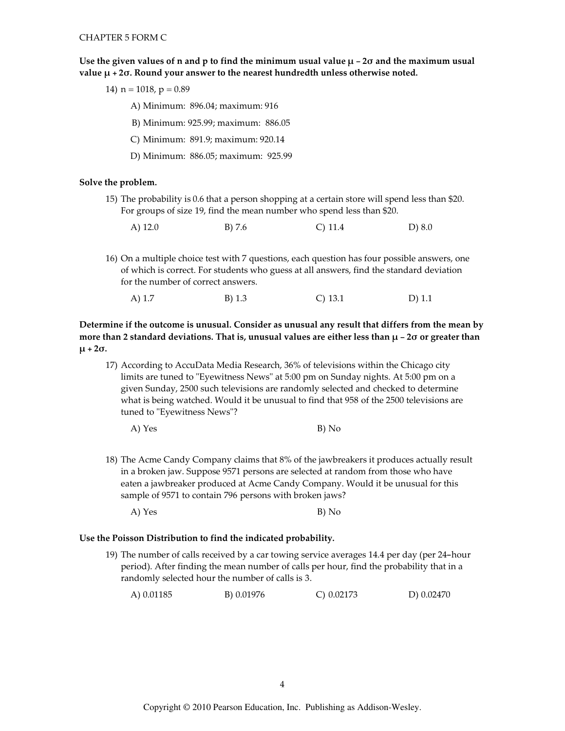CHAPTER 5 FORM C

**Use the given values of n and p to find the minimum usual value $\mu - 2\sigma$ and the maximum usual value $\mu + 2\sigma$. Round your answer to the nearest hundredth unless otherwise noted.**

14) $n = 1018$, $p = 0.89$

A) Minimum: 896.04; maximum: 916

B) Minimum: 925.99; maximum: 886.05

C) Minimum: 891.9; maximum: 920.14

D) Minimum: 886.05; maximum: 925.99

**Solve the problem.**

15) The probability is 0.6 that a person shopping at a certain store will spend less than \$20. For groups of size 19, find the mean number who spend less than \$20.

A) 12.0 B) 7.6 C) 11.4 D) 8.0

16) On a multiple choice test with 7 questions, each question has four possible answers, one of which is correct. For students who guess at all answers, find the standard deviation for the number of correct answers.

A) 1.7 B) 1.3 C) 13.1 D) 1.1

**Determine if the outcome is unusual. Consider as unusual any result that differs from the mean by more than 2 standard deviations. That is, unusual values are either less than $\mu - 2\sigma$ or greater than $\mu + 2\sigma$.**

17) According to AccuData Media Research, 36% of televisions within the Chicago city limits are tuned to "Eyewitness News" at 5:00 pm on Sunday nights. At 5:00 pm on a given Sunday, 2500 such televisions are randomly selected and checked to determine what is being watched. Would it be unusual to find that 958 of the 2500 televisions are tuned to "Eyewitness News"?

A) Yes B) No

18) The Acme Candy Company claims that 8% of the jawbreakers it produces actually result in a broken jaw. Suppose 9571 persons are selected at random from those who have eaten a jawbreaker produced at Acme Candy Company. Would it be unusual for this sample of 9571 to contain 796 persons with broken jaws?

A) Yes B) No

**Use the Poisson Distribution to find the indicated probability.**

19) The number of calls received by a car towing service averages 14.4 per day (per 24-hour period). After finding the mean number of calls per hour, find the probability that in a randomly selected hour the number of calls is 3.

A) 0.01185 B) 0.01976 C) 0.02173 D) 0.02470

Copyright © 2010 Pearson Education, Inc. Publishing as Addison-Wesley.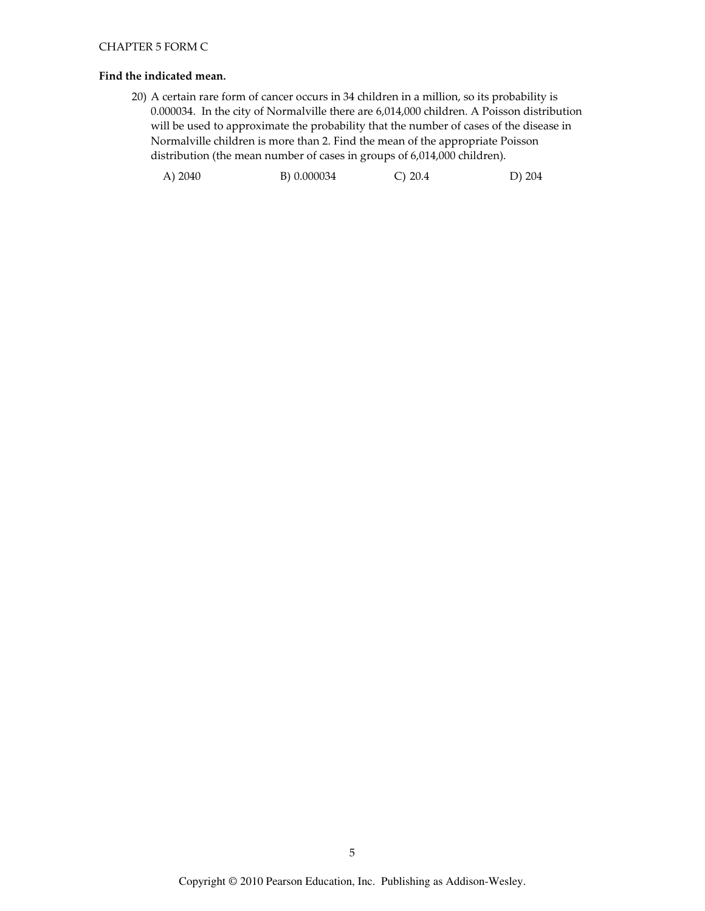**Find the indicated mean.**

20) A certain rare form of cancer occurs in 34 children in a million, so its probability is 0.000034. In the city of Normalville there are 6,014,000 children. A Poisson distribution will be used to approximate the probability that the number of cases of the disease in Normalville children is more than 2. Find the mean of the appropriate Poisson distribution (the mean number of cases in groups of 6,014,000 children).

A) 2040 B) 0.000034 C) 20.4 D) 204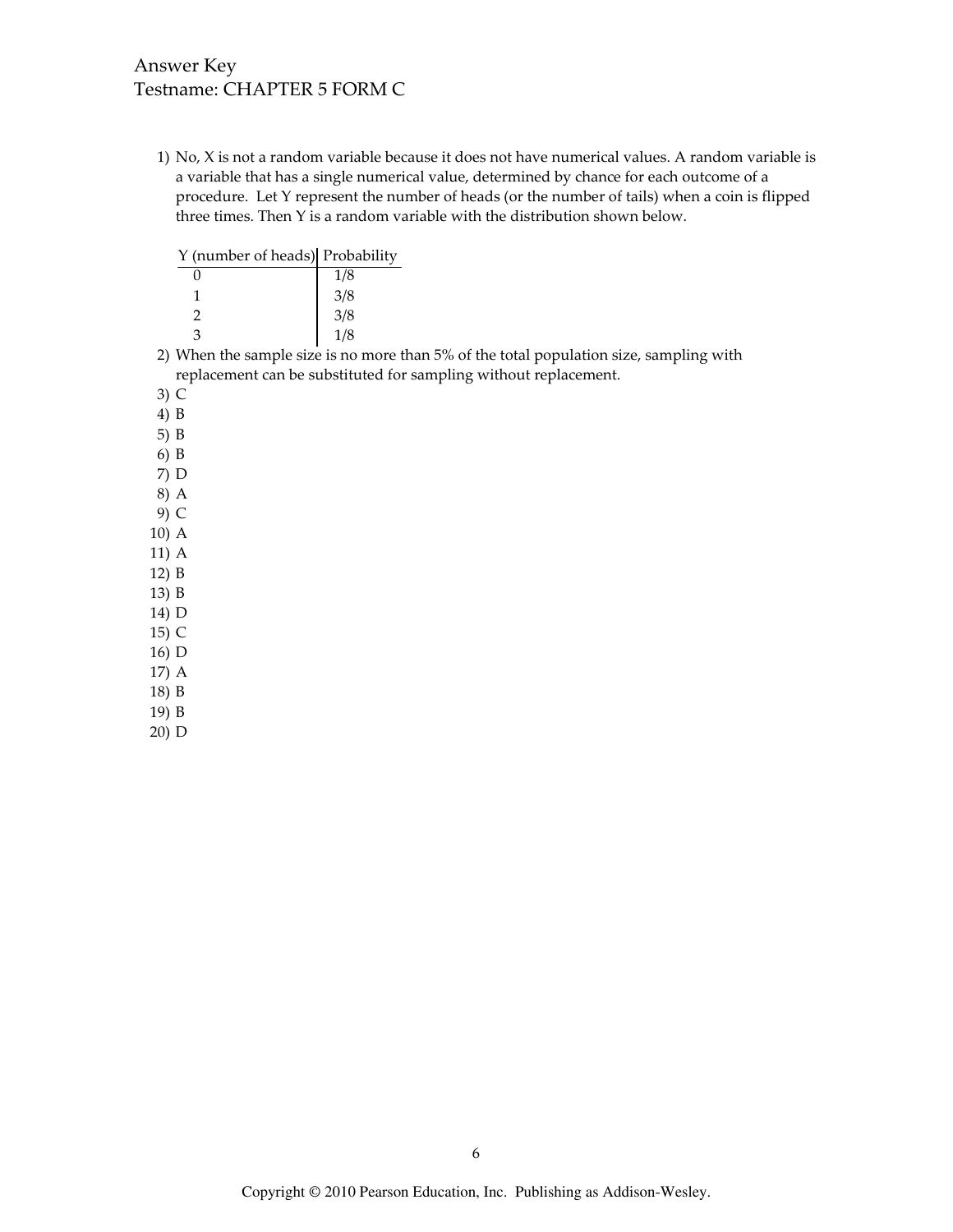Answer Key
Testname: CHAPTER 5 FORM C

1) No, X is not a random variable because it does not have numerical values. A random variable is a variable that has a single numerical value, determined by chance for each outcome of a procedure. Let Y represent the number of heads (or the number of tails) when a coin is flipped three times. Then Y is a random variable with the distribution shown below.

| Y (number of heads) | Probability |
|---|---|
| 0 | 1/8 |
| 1 | 3/8 |
| 2 | 3/8 |
| 3 | 1/8 |

2) When the sample size is no more than 5% of the total population size, sampling with replacement can be substituted for sampling without replacement.

3) C
4) B
5) B
6) B
7) D
8) A
9) C
10) A
11) A
12) B
13) B
14) D
15) C
16) D
17) A
18) B
19) B
20) D

Copyright © 2010 Pearson Education, Inc. Publishing as Addison-Wesley.